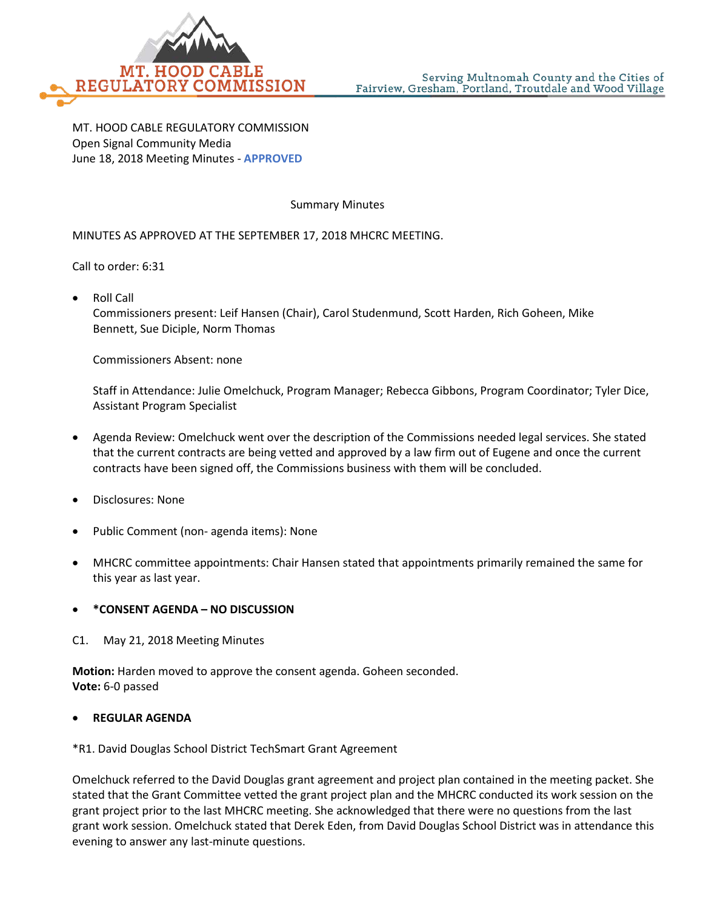MT. HOOD CABLE REGULATORY COMMISSION

Serving Multnomah County and the Cities of Fairview, Gresham, Portland, Troutdale and Wood Village

MT. HOOD CABLE REGULATORY COMMISSION
Open Signal Community Media
June 18, 2018 Meeting Minutes - **APPROVED**

Summary Minutes

MINUTES AS APPROVED AT THE SEPTEMBER 17, 2018 MHCRC MEETING.

Call to order: 6:31

- Roll Call
  Commissioners present: Leif Hansen (Chair), Carol Studenmund, Scott Harden, Rich Goheen, Mike Bennett, Sue Diciple, Norm Thomas

  Commissioners Absent: none

  Staff in Attendance: Julie Omelchuck, Program Manager; Rebecca Gibbons, Program Coordinator; Tyler Dice, Assistant Program Specialist

- Agenda Review: Omelchuck went over the description of the Commissions needed legal services. She stated that the current contracts are being vetted and approved by a law firm out of Eugene and once the current contracts have been signed off, the Commissions business with them will be concluded.

- Disclosures: None

- Public Comment (non- agenda items): None

- MHCRC committee appointments: Chair Hansen stated that appointments primarily remained the same for this year as last year.

- ***CONSENT AGENDA – NO DISCUSSION**

C1. May 21, 2018 Meeting Minutes

**Motion:** Harden moved to approve the consent agenda. Goheen seconded.
**Vote:** 6-0 passed

- **REGULAR AGENDA**

*R1. David Douglas School District TechSmart Grant Agreement

Omelchuck referred to the David Douglas grant agreement and project plan contained in the meeting packet. She stated that the Grant Committee vetted the grant project plan and the MHCRC conducted its work session on the grant project prior to the last MHCRC meeting. She acknowledged that there were no questions from the last grant work session. Omelchuck stated that Derek Eden, from David Douglas School District was in attendance this evening to answer any last-minute questions.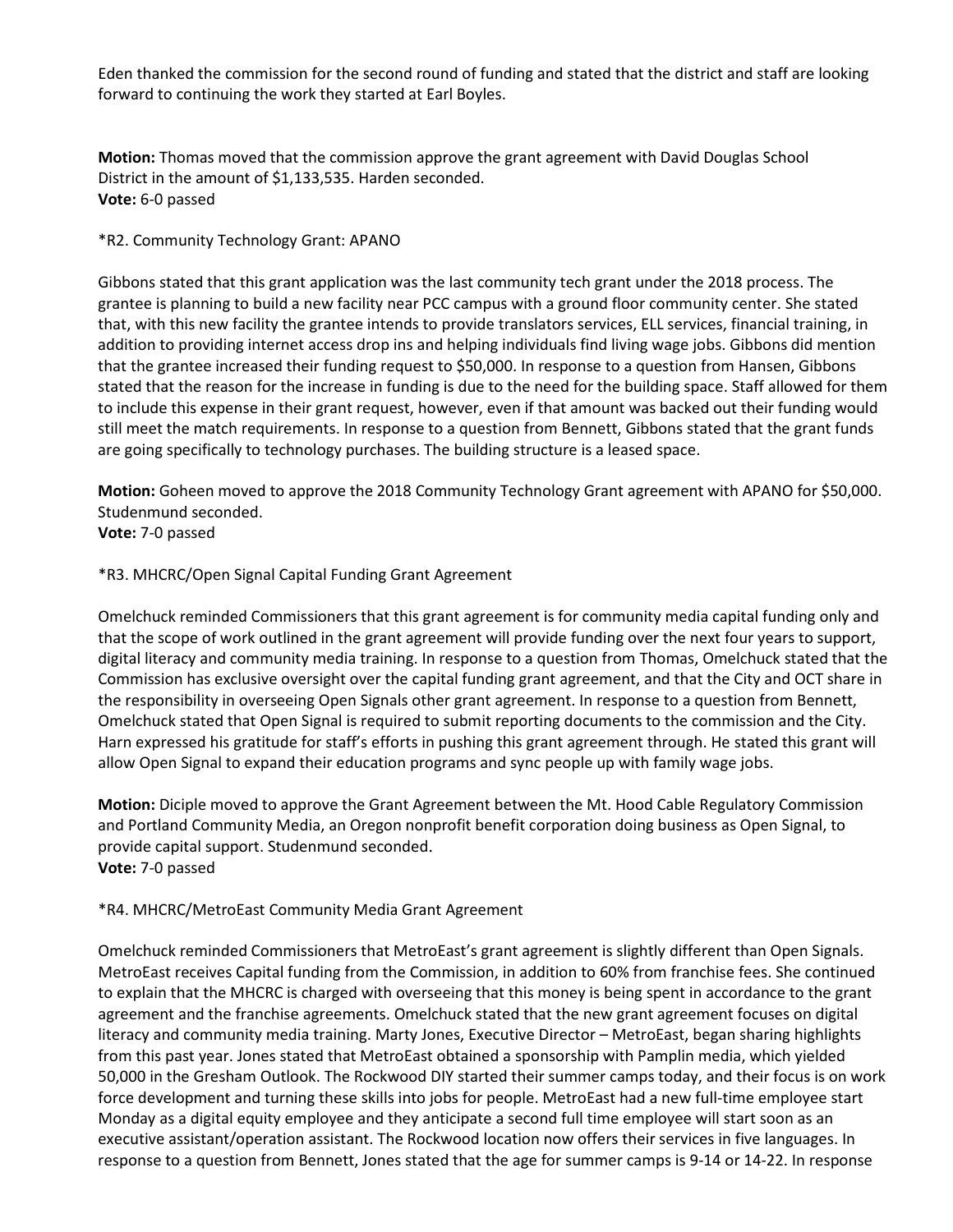Eden thanked the commission for the second round of funding and stated that the district and staff are looking forward to continuing the work they started at Earl Boyles.

**Motion:** Thomas moved that the commission approve the grant agreement with David Douglas School District in the amount of $1,133,535. Harden seconded.
**Vote:** 6-0 passed

*R2. Community Technology Grant: APANO

Gibbons stated that this grant application was the last community tech grant under the 2018 process. The grantee is planning to build a new facility near PCC campus with a ground floor community center. She stated that, with this new facility the grantee intends to provide translators services, ELL services, financial training, in addition to providing internet access drop ins and helping individuals find living wage jobs. Gibbons did mention that the grantee increased their funding request to $50,000. In response to a question from Hansen, Gibbons stated that the reason for the increase in funding is due to the need for the building space. Staff allowed for them to include this expense in their grant request, however, even if that amount was backed out their funding would still meet the match requirements. In response to a question from Bennett, Gibbons stated that the grant funds are going specifically to technology purchases. The building structure is a leased space.

**Motion:** Goheen moved to approve the 2018 Community Technology Grant agreement with APANO for $50,000. Studenmund seconded.
**Vote:** 7-0 passed

*R3. MHCRC/Open Signal Capital Funding Grant Agreement

Omelchuck reminded Commissioners that this grant agreement is for community media capital funding only and that the scope of work outlined in the grant agreement will provide funding over the next four years to support, digital literacy and community media training. In response to a question from Thomas, Omelchuck stated that the Commission has exclusive oversight over the capital funding grant agreement, and that the City and OCT share in the responsibility in overseeing Open Signals other grant agreement. In response to a question from Bennett, Omelchuck stated that Open Signal is required to submit reporting documents to the commission and the City. Harn expressed his gratitude for staff's efforts in pushing this grant agreement through. He stated this grant will allow Open Signal to expand their education programs and sync people up with family wage jobs.

**Motion:** Diciple moved to approve the Grant Agreement between the Mt. Hood Cable Regulatory Commission and Portland Community Media, an Oregon nonprofit benefit corporation doing business as Open Signal, to provide capital support. Studenmund seconded.
**Vote:** 7-0 passed

*R4. MHCRC/MetroEast Community Media Grant Agreement

Omelchuck reminded Commissioners that MetroEast's grant agreement is slightly different than Open Signals. MetroEast receives Capital funding from the Commission, in addition to 60% from franchise fees. She continued to explain that the MHCRC is charged with overseeing that this money is being spent in accordance to the grant agreement and the franchise agreements. Omelchuck stated that the new grant agreement focuses on digital literacy and community media training. Marty Jones, Executive Director – MetroEast, began sharing highlights from this past year. Jones stated that MetroEast obtained a sponsorship with Pamplin media, which yielded 50,000 in the Gresham Outlook. The Rockwood DIY started their summer camps today, and their focus is on work force development and turning these skills into jobs for people. MetroEast had a new full-time employee start Monday as a digital equity employee and they anticipate a second full time employee will start soon as an executive assistant/operation assistant. The Rockwood location now offers their services in five languages. In response to a question from Bennett, Jones stated that the age for summer camps is 9-14 or 14-22. In response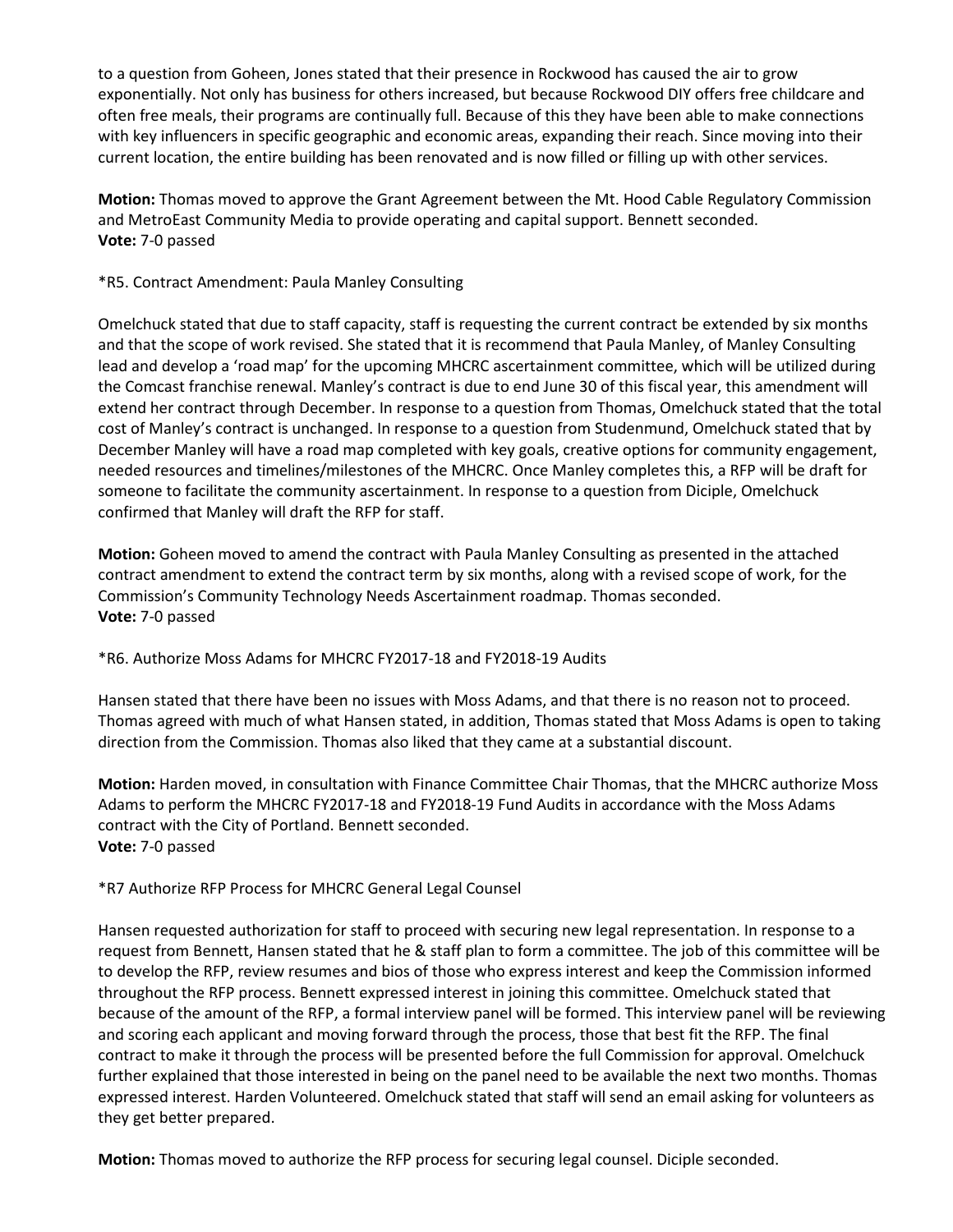to a question from Goheen, Jones stated that their presence in Rockwood has caused the air to grow exponentially. Not only has business for others increased, but because Rockwood DIY offers free childcare and often free meals, their programs are continually full. Because of this they have been able to make connections with key influencers in specific geographic and economic areas, expanding their reach. Since moving into their current location, the entire building has been renovated and is now filled or filling up with other services.

**Motion:** Thomas moved to approve the Grant Agreement between the Mt. Hood Cable Regulatory Commission and MetroEast Community Media to provide operating and capital support. Bennett seconded.
**Vote:** 7-0 passed

*R5. Contract Amendment: Paula Manley Consulting

Omelchuck stated that due to staff capacity, staff is requesting the current contract be extended by six months and that the scope of work revised. She stated that it is recommend that Paula Manley, of Manley Consulting lead and develop a 'road map' for the upcoming MHCRC ascertainment committee, which will be utilized during the Comcast franchise renewal. Manley's contract is due to end June 30 of this fiscal year, this amendment will extend her contract through December. In response to a question from Thomas, Omelchuck stated that the total cost of Manley's contract is unchanged. In response to a question from Studenmund, Omelchuck stated that by December Manley will have a road map completed with key goals, creative options for community engagement, needed resources and timelines/milestones of the MHCRC. Once Manley completes this, a RFP will be draft for someone to facilitate the community ascertainment. In response to a question from Diciple, Omelchuck confirmed that Manley will draft the RFP for staff.

**Motion:** Goheen moved to amend the contract with Paula Manley Consulting as presented in the attached contract amendment to extend the contract term by six months, along with a revised scope of work, for the Commission's Community Technology Needs Ascertainment roadmap. Thomas seconded.
**Vote:** 7-0 passed

*R6. Authorize Moss Adams for MHCRC FY2017-18 and FY2018-19 Audits

Hansen stated that there have been no issues with Moss Adams, and that there is no reason not to proceed. Thomas agreed with much of what Hansen stated, in addition, Thomas stated that Moss Adams is open to taking direction from the Commission. Thomas also liked that they came at a substantial discount.

**Motion:** Harden moved, in consultation with Finance Committee Chair Thomas, that the MHCRC authorize Moss Adams to perform the MHCRC FY2017-18 and FY2018-19 Fund Audits in accordance with the Moss Adams contract with the City of Portland. Bennett seconded.
**Vote:** 7-0 passed

*R7 Authorize RFP Process for MHCRC General Legal Counsel

Hansen requested authorization for staff to proceed with securing new legal representation. In response to a request from Bennett, Hansen stated that he & staff plan to form a committee. The job of this committee will be to develop the RFP, review resumes and bios of those who express interest and keep the Commission informed throughout the RFP process. Bennett expressed interest in joining this committee. Omelchuck stated that because of the amount of the RFP, a formal interview panel will be formed. This interview panel will be reviewing and scoring each applicant and moving forward through the process, those that best fit the RFP. The final contract to make it through the process will be presented before the full Commission for approval. Omelchuck further explained that those interested in being on the panel need to be available the next two months. Thomas expressed interest. Harden Volunteered. Omelchuck stated that staff will send an email asking for volunteers as they get better prepared.

**Motion:** Thomas moved to authorize the RFP process for securing legal counsel. Diciple seconded.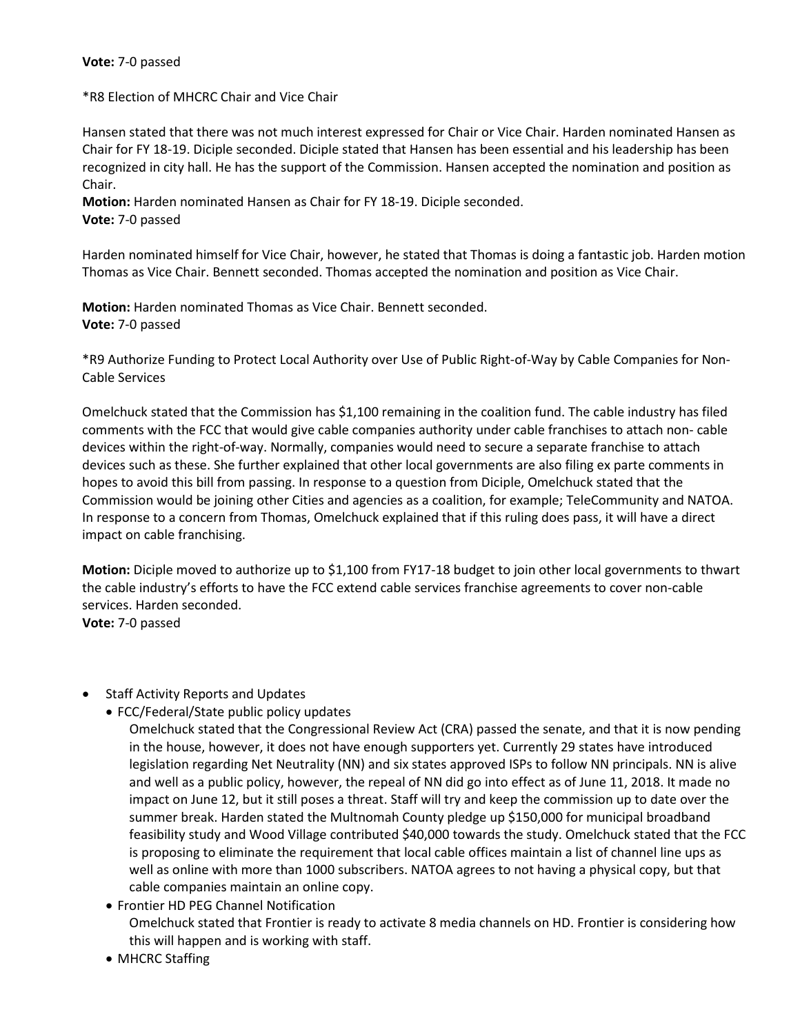**Vote:** 7-0 passed

*R8 Election of MHCRC Chair and Vice Chair

Hansen stated that there was not much interest expressed for Chair or Vice Chair. Harden nominated Hansen as Chair for FY 18-19. Diciple seconded. Diciple stated that Hansen has been essential and his leadership has been recognized in city hall. He has the support of the Commission. Hansen accepted the nomination and position as Chair.

**Motion:** Harden nominated Hansen as Chair for FY 18-19. Diciple seconded.
**Vote:** 7-0 passed

Harden nominated himself for Vice Chair, however, he stated that Thomas is doing a fantastic job. Harden motion Thomas as Vice Chair. Bennett seconded. Thomas accepted the nomination and position as Vice Chair.

**Motion:** Harden nominated Thomas as Vice Chair. Bennett seconded.
**Vote:** 7-0 passed

*R9 Authorize Funding to Protect Local Authority over Use of Public Right-of-Way by Cable Companies for Non-Cable Services

Omelchuck stated that the Commission has $1,100 remaining in the coalition fund. The cable industry has filed comments with the FCC that would give cable companies authority under cable franchises to attach non- cable devices within the right-of-way. Normally, companies would need to secure a separate franchise to attach devices such as these. She further explained that other local governments are also filing ex parte comments in hopes to avoid this bill from passing. In response to a question from Diciple, Omelchuck stated that the Commission would be joining other Cities and agencies as a coalition, for example; TeleCommunity and NATOA. In response to a concern from Thomas, Omelchuck explained that if this ruling does pass, it will have a direct impact on cable franchising.

**Motion:** Diciple moved to authorize up to $1,100 from FY17-18 budget to join other local governments to thwart the cable industry's efforts to have the FCC extend cable services franchise agreements to cover non-cable services. Harden seconded.
**Vote:** 7-0 passed

- Staff Activity Reports and Updates
  - FCC/Federal/State public policy updates
    
    Omelchuck stated that the Congressional Review Act (CRA) passed the senate, and that it is now pending in the house, however, it does not have enough supporters yet. Currently 29 states have introduced legislation regarding Net Neutrality (NN) and six states approved ISPs to follow NN principals. NN is alive and well as a public policy, however, the repeal of NN did go into effect as of June 11, 2018. It made no impact on June 12, but it still poses a threat. Staff will try and keep the commission up to date over the summer break. Harden stated the Multnomah County pledge up $150,000 for municipal broadband feasibility study and Wood Village contributed $40,000 towards the study. Omelchuck stated that the FCC is proposing to eliminate the requirement that local cable offices maintain a list of channel line ups as well as online with more than 1000 subscribers. NATOA agrees to not having a physical copy, but that cable companies maintain an online copy.
  - Frontier HD PEG Channel Notification
    
    Omelchuck stated that Frontier is ready to activate 8 media channels on HD. Frontier is considering how this will happen and is working with staff.
  - MHCRC Staffing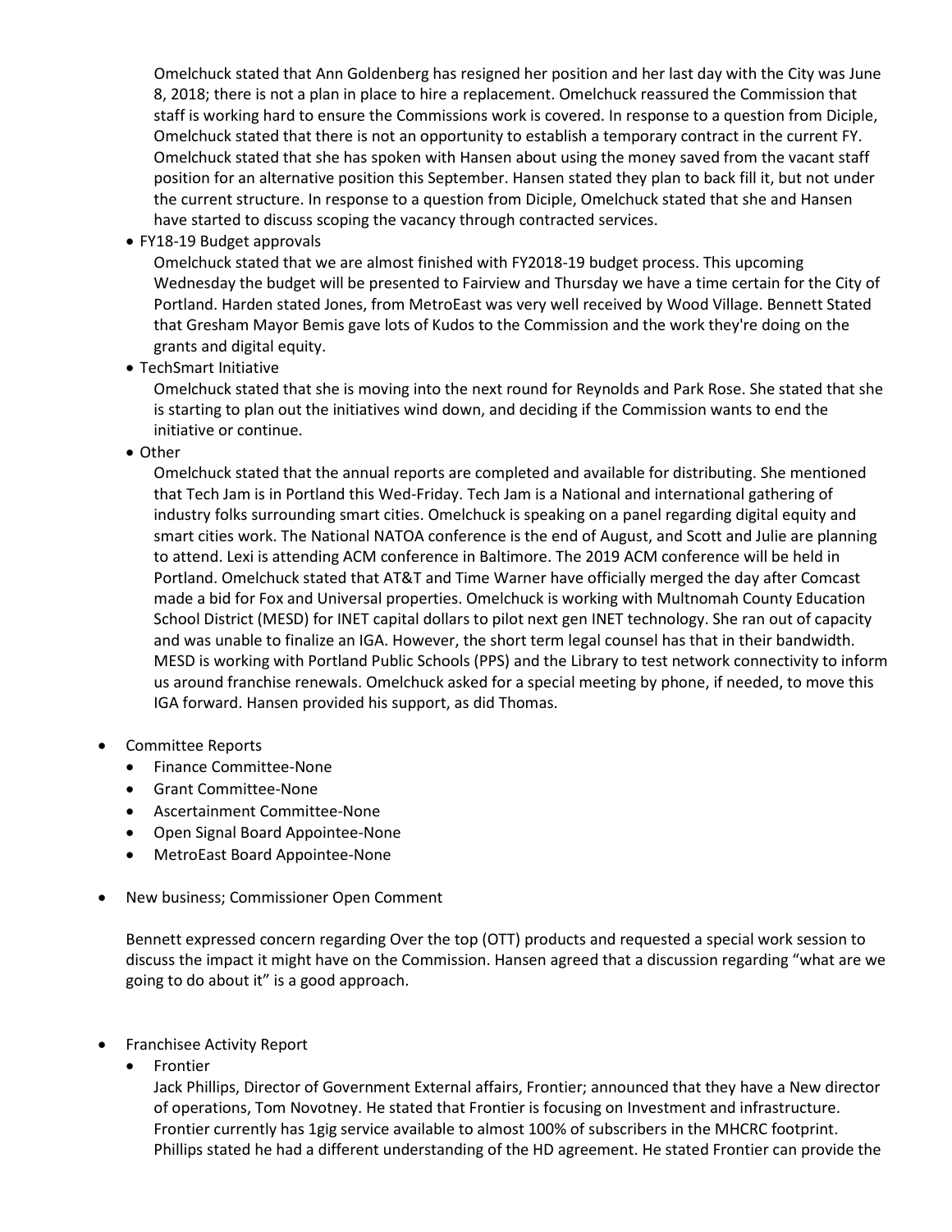Omelchuck stated that Ann Goldenberg has resigned her position and her last day with the City was June 8, 2018; there is not a plan in place to hire a replacement. Omelchuck reassured the Commission that staff is working hard to ensure the Commissions work is covered. In response to a question from Diciple, Omelchuck stated that there is not an opportunity to establish a temporary contract in the current FY. Omelchuck stated that she has spoken with Hansen about using the money saved from the vacant staff position for an alternative position this September. Hansen stated they plan to back fill it, but not under the current structure. In response to a question from Diciple, Omelchuck stated that she and Hansen have started to discuss scoping the vacancy through contracted services.

- FY18-19 Budget approvals

  Omelchuck stated that we are almost finished with FY2018-19 budget process. This upcoming Wednesday the budget will be presented to Fairview and Thursday we have a time certain for the City of Portland. Harden stated Jones, from MetroEast was very well received by Wood Village. Bennett Stated that Gresham Mayor Bemis gave lots of Kudos to the Commission and the work they're doing on the grants and digital equity.

- TechSmart Initiative

  Omelchuck stated that she is moving into the next round for Reynolds and Park Rose. She stated that she is starting to plan out the initiatives wind down, and deciding if the Commission wants to end the initiative or continue.

- Other

  Omelchuck stated that the annual reports are completed and available for distributing. She mentioned that Tech Jam is in Portland this Wed-Friday. Tech Jam is a National and international gathering of industry folks surrounding smart cities. Omelchuck is speaking on a panel regarding digital equity and smart cities work. The National NATOA conference is the end of August, and Scott and Julie are planning to attend. Lexi is attending ACM conference in Baltimore. The 2019 ACM conference will be held in Portland. Omelchuck stated that AT&T and Time Warner have officially merged the day after Comcast made a bid for Fox and Universal properties. Omelchuck is working with Multnomah County Education School District (MESD) for INET capital dollars to pilot next gen INET technology. She ran out of capacity and was unable to finalize an IGA. However, the short term legal counsel has that in their bandwidth. MESD is working with Portland Public Schools (PPS) and the Library to test network connectivity to inform us around franchise renewals. Omelchuck asked for a special meeting by phone, if needed, to move this IGA forward. Hansen provided his support, as did Thomas.

- Committee Reports
  - Finance Committee-None
  - Grant Committee-None
  - Ascertainment Committee-None
  - Open Signal Board Appointee-None
  - MetroEast Board Appointee-None

- New business; Commissioner Open Comment

  Bennett expressed concern regarding Over the top (OTT) products and requested a special work session to discuss the impact it might have on the Commission. Hansen agreed that a discussion regarding "what are we going to do about it" is a good approach.

- Franchisee Activity Report
  - Frontier

    Jack Phillips, Director of Government External affairs, Frontier; announced that they have a New director of operations, Tom Novotney. He stated that Frontier is focusing on Investment and infrastructure. Frontier currently has 1gig service available to almost 100% of subscribers in the MHCRC footprint. Phillips stated he had a different understanding of the HD agreement. He stated Frontier can provide the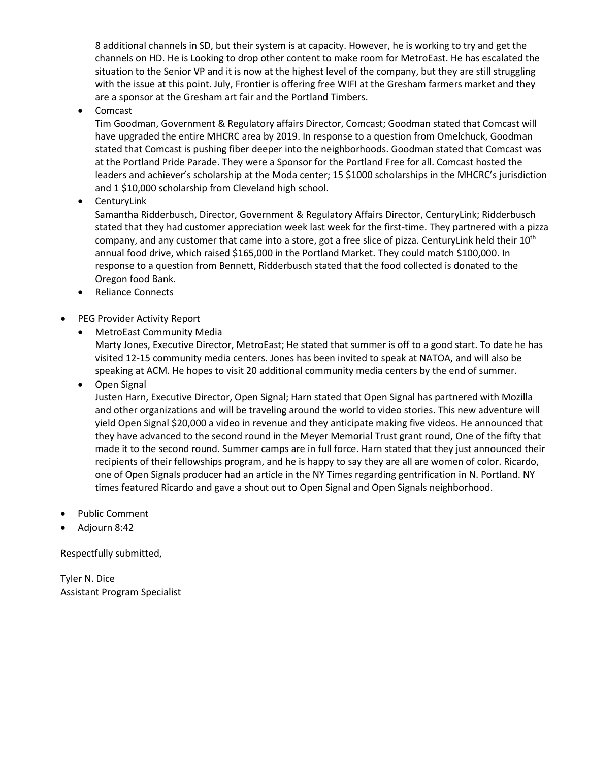8 additional channels in SD, but their system is at capacity. However, he is working to try and get the channels on HD. He is Looking to drop other content to make room for MetroEast. He has escalated the situation to the Senior VP and it is now at the highest level of the company, but they are still struggling with the issue at this point. July, Frontier is offering free WIFI at the Gresham farmers market and they are a sponsor at the Gresham art fair and the Portland Timbers.

- Comcast
  Tim Goodman, Government & Regulatory affairs Director, Comcast; Goodman stated that Comcast will have upgraded the entire MHCRC area by 2019. In response to a question from Omelchuck, Goodman stated that Comcast is pushing fiber deeper into the neighborhoods. Goodman stated that Comcast was at the Portland Pride Parade. They were a Sponsor for the Portland Free for all. Comcast hosted the leaders and achiever's scholarship at the Moda center; 15 $1000 scholarships in the MHCRC's jurisdiction and 1 $10,000 scholarship from Cleveland high school.
- CenturyLink
  Samantha Ridderbusch, Director, Government & Regulatory Affairs Director, CenturyLink; Ridderbusch stated that they had customer appreciation week last week for the first-time. They partnered with a pizza company, and any customer that came into a store, got a free slice of pizza. CenturyLink held their 10th annual food drive, which raised $165,000 in the Portland Market. They could match $100,000. In response to a question from Bennett, Ridderbusch stated that the food collected is donated to the Oregon food Bank.
- Reliance Connects

- PEG Provider Activity Report
  - MetroEast Community Media
    Marty Jones, Executive Director, MetroEast; He stated that summer is off to a good start. To date he has visited 12-15 community media centers. Jones has been invited to speak at NATOA, and will also be speaking at ACM. He hopes to visit 20 additional community media centers by the end of summer.
  - Open Signal
    Justen Harn, Executive Director, Open Signal; Harn stated that Open Signal has partnered with Mozilla and other organizations and will be traveling around the world to video stories. This new adventure will yield Open Signal $20,000 a video in revenue and they anticipate making five videos. He announced that they have advanced to the second round in the Meyer Memorial Trust grant round, One of the fifty that made it to the second round. Summer camps are in full force. Harn stated that they just announced their recipients of their fellowships program, and he is happy to say they are all are women of color. Ricardo, one of Open Signals producer had an article in the NY Times regarding gentrification in N. Portland. NY times featured Ricardo and gave a shout out to Open Signal and Open Signals neighborhood.

- Public Comment
- Adjourn 8:42

Respectfully submitted,

Tyler N. Dice
Assistant Program Specialist